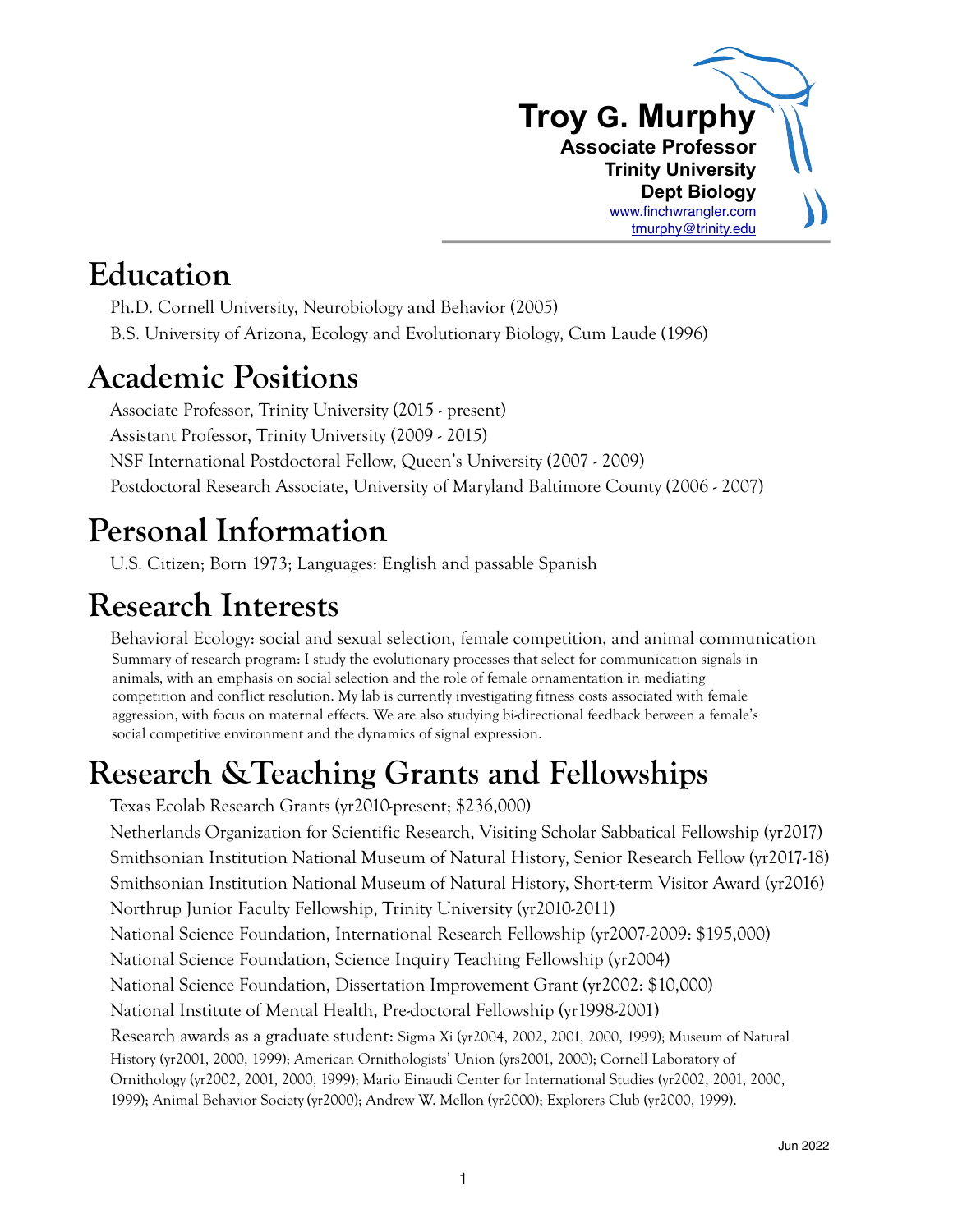# Troy G. Murphy

**Associate Professor**
**Trinity University**
**Dept Biology**
www.finchwrangler.com
tmurphy@trinity.edu

# Education

Ph.D. Cornell University, Neurobiology and Behavior (2005)

B.S. University of Arizona, Ecology and Evolutionary Biology, Cum Laude (1996)

# Academic Positions

Associate Professor, Trinity University (2015 - present)

Assistant Professor, Trinity University (2009 - 2015)

NSF International Postdoctoral Fellow, Queen's University (2007 - 2009)

Postdoctoral Research Associate, University of Maryland Baltimore County (2006 - 2007)

# Personal Information

U.S. Citizen; Born 1973; Languages: English and passable Spanish

# Research Interests

Behavioral Ecology: social and sexual selection, female competition, and animal communication

Summary of research program: I study the evolutionary processes that select for communication signals in animals, with an emphasis on social selection and the role of female ornamentation in mediating competition and conflict resolution. My lab is currently investigating fitness costs associated with female aggression, with focus on maternal effects. We are also studying bi-directional feedback between a female's social competitive environment and the dynamics of signal expression.

# Research &Teaching Grants and Fellowships

Texas Ecolab Research Grants (yr2010-present; $236,000)

Netherlands Organization for Scientific Research, Visiting Scholar Sabbatical Fellowship (yr2017)

Smithsonian Institution National Museum of Natural History, Senior Research Fellow (yr2017-18)

Smithsonian Institution National Museum of Natural History, Short-term Visitor Award (yr2016)

Northrup Junior Faculty Fellowship, Trinity University (yr2010-2011)

National Science Foundation, International Research Fellowship (yr2007-2009: $195,000)

National Science Foundation, Science Inquiry Teaching Fellowship (yr2004)

National Science Foundation, Dissertation Improvement Grant (yr2002: $10,000)

National Institute of Mental Health, Pre-doctoral Fellowship (yr1998-2001)

Research awards as a graduate student: Sigma Xi (yr2004, 2002, 2001, 2000, 1999); Museum of Natural History (yr2001, 2000, 1999); American Ornithologists' Union (yrs2001, 2000); Cornell Laboratory of Ornithology (yr2002, 2001, 2000, 1999); Mario Einaudi Center for International Studies (yr2002, 2001, 2000, 1999); Animal Behavior Society (yr2000); Andrew W. Mellon (yr2000); Explorers Club (yr2000, 1999).

Jun 2022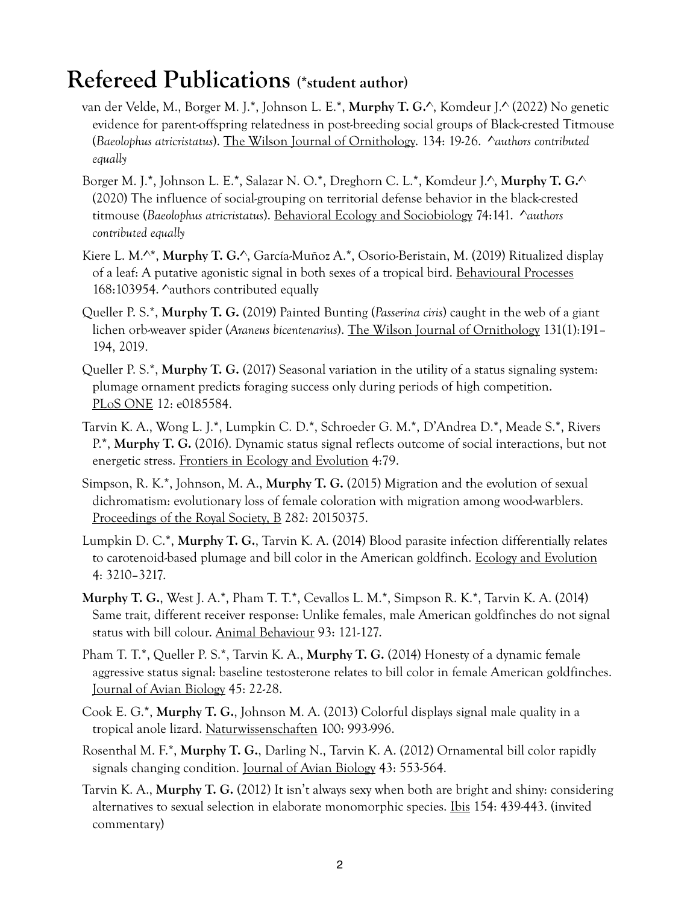# Refereed Publications (*student author)

van der Velde, M., Borger M. J.*, Johnson L. E.*, **Murphy T. G.^**, Komdeur J.^ (2022) No genetic evidence for parent-offspring relatedness in post-breeding social groups of Black-crested Titmouse (*Baeolophus atricristatus*). The Wilson Journal of Ornithology. 134: 19-26. *^authors contributed equally*

Borger M. J.*, Johnson L. E.*, Salazar N. O.*, Dreghorn C. L.*, Komdeur J.^, **Murphy T. G.^** (2020) The influence of social-grouping on territorial defense behavior in the black-crested titmouse (*Baeolophus atricristatus*). Behavioral Ecology and Sociobiology 74:141. *^authors contributed equally*

Kiere L. M.^*, **Murphy T. G.^**, García-Muñoz A.*, Osorio-Beristain, M. (2019) Ritualized display of a leaf: A putative agonistic signal in both sexes of a tropical bird. Behavioural Processes 168:103954. ^authors contributed equally

Queller P. S.*, **Murphy T. G.** (2019) Painted Bunting (*Passerina ciris*) caught in the web of a giant lichen orb-weaver spider (*Araneus bicentenarius*). The Wilson Journal of Ornithology 131(1):191–194, 2019.

Queller P. S.*, **Murphy T. G.** (2017) Seasonal variation in the utility of a status signaling system: plumage ornament predicts foraging success only during periods of high competition. PLoS ONE 12: e0185584.

Tarvin K. A., Wong L. J.*, Lumpkin C. D.*, Schroeder G. M.*, D'Andrea D.*, Meade S.*, Rivers P.*, **Murphy T. G.** (2016). Dynamic status signal reflects outcome of social interactions, but not energetic stress. Frontiers in Ecology and Evolution 4:79.

Simpson, R. K.*, Johnson, M. A., **Murphy T. G.** (2015) Migration and the evolution of sexual dichromatism: evolutionary loss of female coloration with migration among wood-warblers. Proceedings of the Royal Society, B 282: 20150375.

Lumpkin D. C.*, **Murphy T. G.**, Tarvin K. A. (2014) Blood parasite infection differentially relates to carotenoid-based plumage and bill color in the American goldfinch. Ecology and Evolution 4: 3210–3217.

**Murphy T. G.**, West J. A.*, Pham T. T.*, Cevallos L. M.*, Simpson R. K.*, Tarvin K. A. (2014) Same trait, different receiver response: Unlike females, male American goldfinches do not signal status with bill colour. Animal Behaviour 93: 121-127.

Pham T. T.*, Queller P. S.*, Tarvin K. A., **Murphy T. G.** (2014) Honesty of a dynamic female aggressive status signal: baseline testosterone relates to bill color in female American goldfinches. Journal of Avian Biology 45: 22-28.

Cook E. G.*, **Murphy T. G.**, Johnson M. A. (2013) Colorful displays signal male quality in a tropical anole lizard. Naturwissenschaften 100: 993-996.

Rosenthal M. F.*, **Murphy T. G.**, Darling N., Tarvin K. A. (2012) Ornamental bill color rapidly signals changing condition. Journal of Avian Biology 43: 553-564.

Tarvin K. A., **Murphy T. G.** (2012) It isn't always sexy when both are bright and shiny: considering alternatives to sexual selection in elaborate monomorphic species. Ibis 154: 439-443. (invited commentary)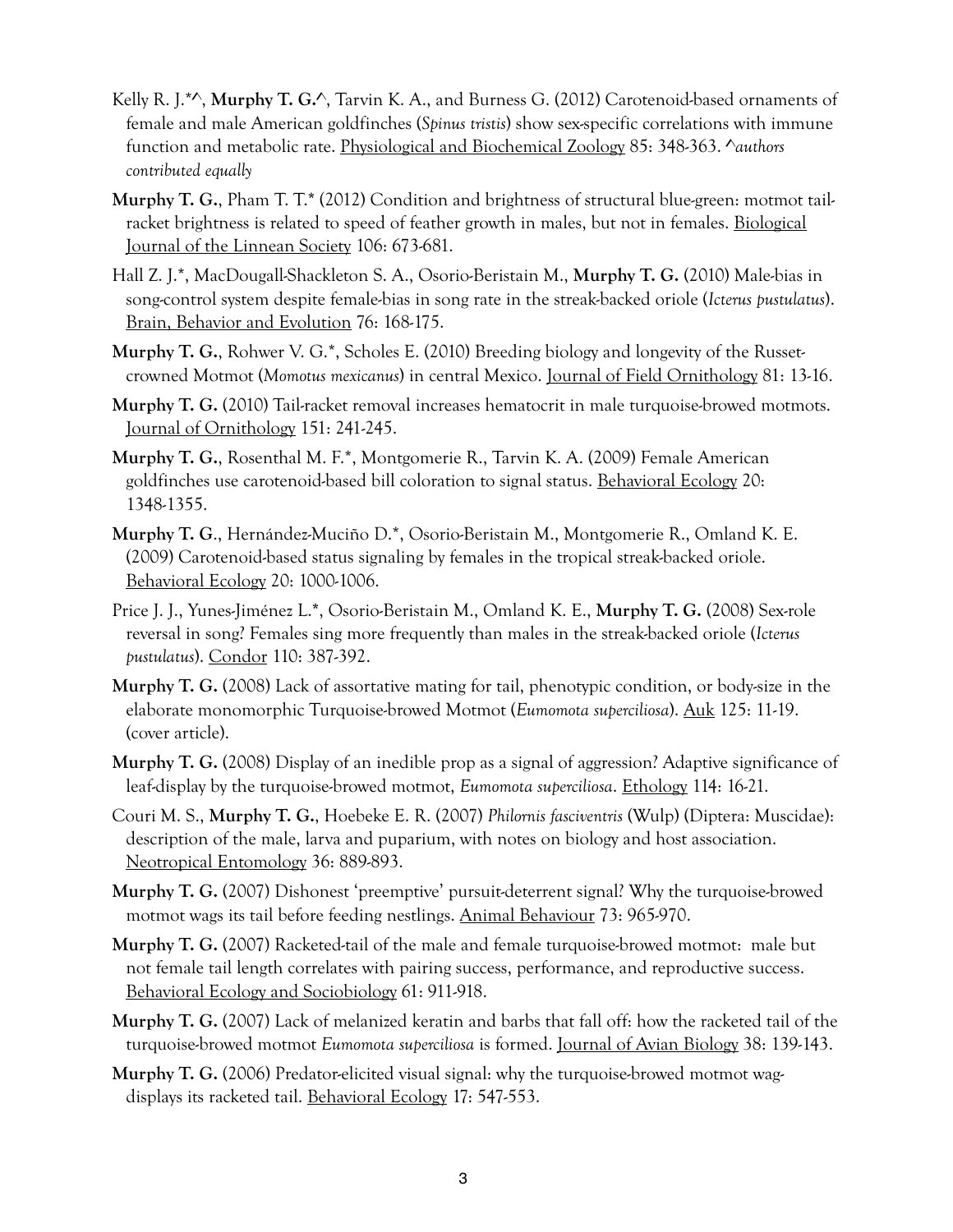Kelly R. J.*^, **Murphy T. G.^**, Tarvin K. A., and Burness G. (2012) Carotenoid-based ornaments of female and male American goldfinches (*Spinus tristis*) show sex-specific correlations with immune function and metabolic rate. Physiological and Biochemical Zoology 85: 348-363. *^authors contributed equally*

**Murphy T. G.**, Pham T. T.* (2012) Condition and brightness of structural blue-green: motmot tail-racket brightness is related to speed of feather growth in males, but not in females. Biological Journal of the Linnean Society 106: 673-681.

Hall Z. J.*, MacDougall-Shackleton S. A., Osorio-Beristain M., **Murphy T. G.** (2010) Male-bias in song-control system despite female-bias in song rate in the streak-backed oriole (*Icterus pustulatus*). Brain, Behavior and Evolution 76: 168-175.

**Murphy T. G.**, Rohwer V. G.*, Scholes E. (2010) Breeding biology and longevity of the Russet-crowned Motmot (*Momotus mexicanus*) in central Mexico. Journal of Field Ornithology 81: 13-16.

**Murphy T. G.** (2010) Tail-racket removal increases hematocrit in male turquoise-browed motmots. Journal of Ornithology 151: 241-245.

**Murphy T. G.**, Rosenthal M. F.*, Montgomerie R., Tarvin K. A. (2009) Female American goldfinches use carotenoid-based bill coloration to signal status. Behavioral Ecology 20: 1348-1355.

**Murphy T. G**., Hernández-Muciño D.*, Osorio-Beristain M., Montgomerie R., Omland K. E. (2009) Carotenoid-based status signaling by females in the tropical streak-backed oriole. Behavioral Ecology 20: 1000-1006.

Price J. J., Yunes-Jiménez L.*, Osorio-Beristain M., Omland K. E., **Murphy T. G.** (2008) Sex-role reversal in song? Females sing more frequently than males in the streak-backed oriole (*Icterus pustulatus*). Condor 110: 387-392.

**Murphy T. G.** (2008) Lack of assortative mating for tail, phenotypic condition, or body-size in the elaborate monomorphic Turquoise-browed Motmot (*Eumomota superciliosa*). Auk 125: 11-19. (cover article).

**Murphy T. G.** (2008) Display of an inedible prop as a signal of aggression? Adaptive significance of leaf-display by the turquoise-browed motmot, *Eumomota superciliosa*. Ethology 114: 16-21.

Couri M. S., **Murphy T. G.**, Hoebeke E. R. (2007) *Philornis fasciventris* (Wulp) (Diptera: Muscidae): description of the male, larva and puparium, with notes on biology and host association. Neotropical Entomology 36: 889-893.

**Murphy T. G.** (2007) Dishonest 'preemptive' pursuit-deterrent signal? Why the turquoise-browed motmot wags its tail before feeding nestlings. Animal Behaviour 73: 965-970.

**Murphy T. G.** (2007) Racketed-tail of the male and female turquoise-browed motmot: male but not female tail length correlates with pairing success, performance, and reproductive success. Behavioral Ecology and Sociobiology 61: 911-918.

**Murphy T. G.** (2007) Lack of melanized keratin and barbs that fall off: how the racketed tail of the turquoise-browed motmot *Eumomota superciliosa* is formed. Journal of Avian Biology 38: 139-143.

**Murphy T. G.** (2006) Predator-elicited visual signal: why the turquoise-browed motmot wag-displays its racketed tail. Behavioral Ecology 17: 547-553.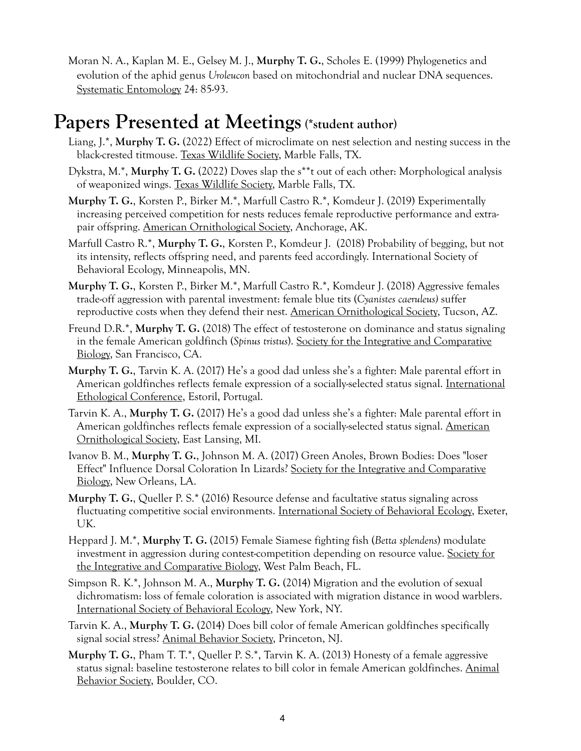Moran N. A., Kaplan M. E., Gelsey M. J., **Murphy T. G.**, Scholes E. (1999) Phylogenetics and evolution of the aphid genus *Uroleucon* based on mitochondrial and nuclear DNA sequences. Systematic Entomology 24: 85-93.

# Papers Presented at Meetings (*student author)

Liang, J.*, **Murphy T. G.** (2022) Effect of microclimate on nest selection and nesting success in the black-crested titmouse. Texas Wildlife Society, Marble Falls, TX.

Dykstra, M.*, **Murphy T. G.** (2022) Doves slap the s**t out of each other: Morphological analysis of weaponized wings. Texas Wildlife Society, Marble Falls, TX.

**Murphy T. G.**, Korsten P., Birker M.*, Marfull Castro R.*, Komdeur J. (2019) Experimentally increasing perceived competition for nests reduces female reproductive performance and extra-pair offspring. American Ornithological Society, Anchorage, AK.

Marfull Castro R.*, **Murphy T. G.**, Korsten P., Komdeur J. (2018) Probability of begging, but not its intensity, reflects offspring need, and parents feed accordingly. International Society of Behavioral Ecology, Minneapolis, MN.

**Murphy T. G.**, Korsten P., Birker M.*, Marfull Castro R.*, Komdeur J. (2018) Aggressive females trade-off aggression with parental investment: female blue tits (*Cyanistes caeruleus)* suffer reproductive costs when they defend their nest. American Ornithological Society, Tucson, AZ.

Freund D.R.*, **Murphy T. G.** (2018) The effect of testosterone on dominance and status signaling in the female American goldfinch (*Spinus tristus*). Society for the Integrative and Comparative Biology, San Francisco, CA.

**Murphy T. G.**, Tarvin K. A. (2017) He's a good dad unless she's a fighter: Male parental effort in American goldfinches reflects female expression of a socially-selected status signal. International Ethological Conference, Estoril, Portugal.

Tarvin K. A., **Murphy T. G.** (2017) He's a good dad unless she's a fighter: Male parental effort in American goldfinches reflects female expression of a socially-selected status signal. American Ornithological Society, East Lansing, MI.

Ivanov B. M., **Murphy T. G.**, Johnson M. A. (2017) Green Anoles, Brown Bodies: Does "loser Effect" Influence Dorsal Coloration In Lizards? Society for the Integrative and Comparative Biology, New Orleans, LA.

**Murphy T. G.**, Queller P. S.* (2016) Resource defense and facultative status signaling across fluctuating competitive social environments. International Society of Behavioral Ecology, Exeter, UK.

Heppard J. M.*, **Murphy T. G.** (2015) Female Siamese fighting fish (*Betta splendens*) modulate investment in aggression during contest-competition depending on resource value. Society for the Integrative and Comparative Biology, West Palm Beach, FL.

Simpson R. K.*, Johnson M. A., **Murphy T. G.** (2014) Migration and the evolution of sexual dichromatism: loss of female coloration is associated with migration distance in wood warblers. International Society of Behavioral Ecology, New York, NY.

Tarvin K. A., **Murphy T. G.** (2014) Does bill color of female American goldfinches specifically signal social stress? Animal Behavior Society, Princeton, NJ.

**Murphy T. G.**, Pham T. T.*, Queller P. S.*, Tarvin K. A. (2013) Honesty of a female aggressive status signal: baseline testosterone relates to bill color in female American goldfinches. Animal Behavior Society, Boulder, CO.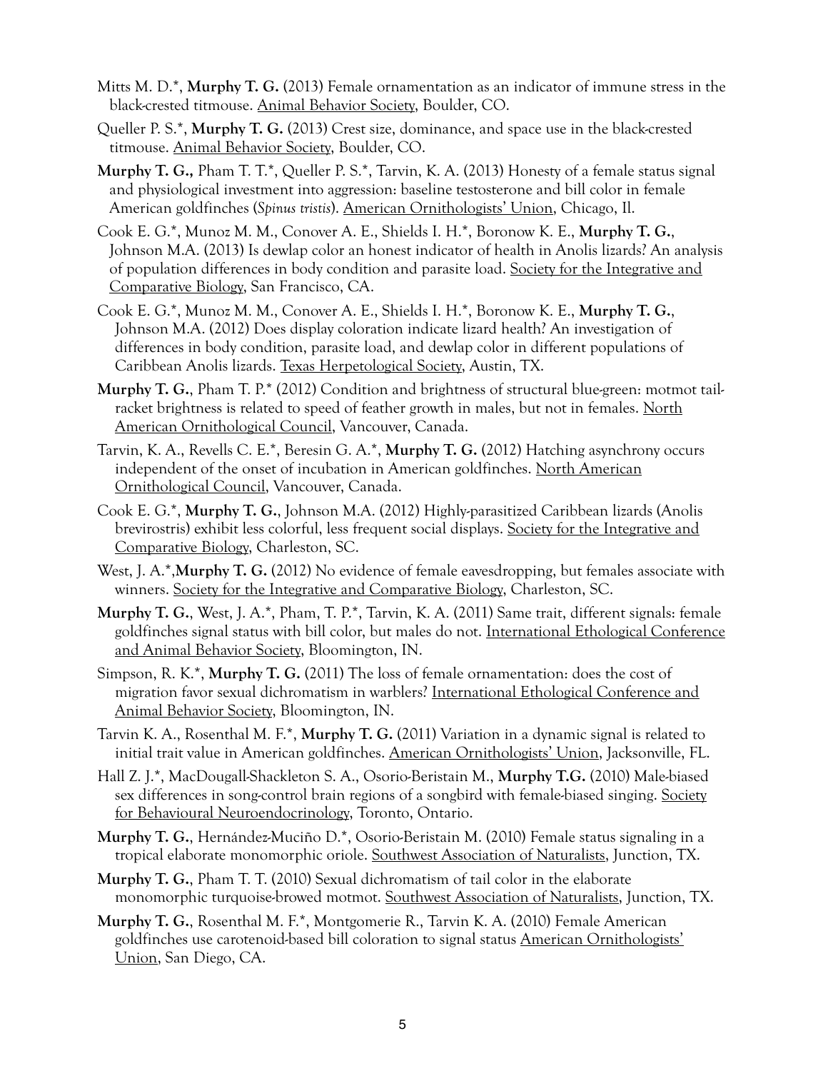Mitts M. D.*, **Murphy T. G.** (2013) Female ornamentation as an indicator of immune stress in the black-crested titmouse. Animal Behavior Society, Boulder, CO.

Queller P. S.*, **Murphy T. G.** (2013) Crest size, dominance, and space use in the black-crested titmouse. Animal Behavior Society, Boulder, CO.

**Murphy T. G.,** Pham T. T.*, Queller P. S.*, Tarvin, K. A. (2013) Honesty of a female status signal and physiological investment into aggression: baseline testosterone and bill color in female American goldfinches (*Spinus tristis*). American Ornithologists' Union, Chicago, Il.

Cook E. G.*, Munoz M. M., Conover A. E., Shields I. H.*, Boronow K. E., **Murphy T. G.**, Johnson M.A. (2013) Is dewlap color an honest indicator of health in Anolis lizards? An analysis of population differences in body condition and parasite load. Society for the Integrative and Comparative Biology, San Francisco, CA.

Cook E. G.*, Munoz M. M., Conover A. E., Shields I. H.*, Boronow K. E., **Murphy T. G.**, Johnson M.A. (2012) Does display coloration indicate lizard health? An investigation of differences in body condition, parasite load, and dewlap color in different populations of Caribbean Anolis lizards. Texas Herpetological Society, Austin, TX.

**Murphy T. G.**, Pham T. P.* (2012) Condition and brightness of structural blue-green: motmot tail-racket brightness is related to speed of feather growth in males, but not in females. North American Ornithological Council, Vancouver, Canada.

Tarvin, K. A., Revells C. E.*, Beresin G. A.*, **Murphy T. G.** (2012) Hatching asynchrony occurs independent of the onset of incubation in American goldfinches. North American Ornithological Council, Vancouver, Canada.

Cook E. G.*, **Murphy T. G.**, Johnson M.A. (2012) Highly-parasitized Caribbean lizards (Anolis brevirostris) exhibit less colorful, less frequent social displays. Society for the Integrative and Comparative Biology, Charleston, SC.

West, J. A.*,**Murphy T. G.** (2012) No evidence of female eavesdropping, but females associate with winners. Society for the Integrative and Comparative Biology, Charleston, SC.

**Murphy T. G.**, West, J. A.*, Pham, T. P.*, Tarvin, K. A. (2011) Same trait, different signals: female goldfinches signal status with bill color, but males do not. International Ethological Conference and Animal Behavior Society, Bloomington, IN.

Simpson, R. K.*, **Murphy T. G.** (2011) The loss of female ornamentation: does the cost of migration favor sexual dichromatism in warblers? International Ethological Conference and Animal Behavior Society, Bloomington, IN.

Tarvin K. A., Rosenthal M. F.*, **Murphy T. G.** (2011) Variation in a dynamic signal is related to initial trait value in American goldfinches. American Ornithologists' Union, Jacksonville, FL.

Hall Z. J.*, MacDougall-Shackleton S. A., Osorio-Beristain M., **Murphy T.G.** (2010) Male-biased sex differences in song-control brain regions of a songbird with female-biased singing. Society for Behavioural Neuroendocrinology, Toronto, Ontario.

**Murphy T. G.**, Hernández-Muciño D.*, Osorio-Beristain M. (2010) Female status signaling in a tropical elaborate monomorphic oriole. Southwest Association of Naturalists, Junction, TX.

**Murphy T. G.**, Pham T. T. (2010) Sexual dichromatism of tail color in the elaborate monomorphic turquoise-browed motmot. Southwest Association of Naturalists, Junction, TX.

**Murphy T. G.**, Rosenthal M. F.*, Montgomerie R., Tarvin K. A. (2010) Female American goldfinches use carotenoid-based bill coloration to signal status American Ornithologists' Union, San Diego, CA.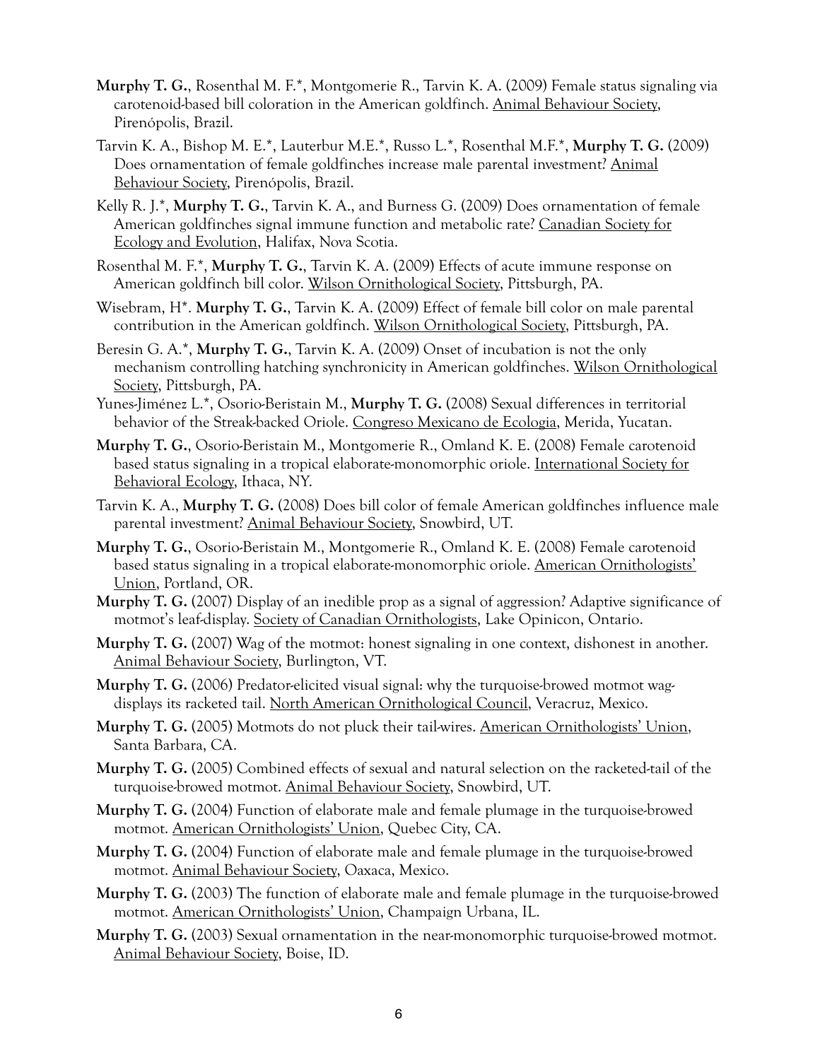**Murphy T. G.**, Rosenthal M. F.*, Montgomerie R., Tarvin K. A. (2009) Female status signaling via carotenoid-based bill coloration in the American goldfinch. <u>Animal Behaviour Society</u>, Pirenópolis, Brazil.

Tarvin K. A., Bishop M. E.*, Lauterbur M.E.*, Russo L.*, Rosenthal M.F.*, **Murphy T. G.** (2009) Does ornamentation of female goldfinches increase male parental investment? <u>Animal Behaviour Society</u>, Pirenópolis, Brazil.

Kelly R. J.*, **Murphy T. G.**, Tarvin K. A., and Burness G. (2009) Does ornamentation of female American goldfinches signal immune function and metabolic rate? <u>Canadian Society for Ecology and Evolution</u>, Halifax, Nova Scotia.

Rosenthal M. F.*, **Murphy T. G.**, Tarvin K. A. (2009) Effects of acute immune response on American goldfinch bill color. <u>Wilson Ornithological Society</u>, Pittsburgh, PA.

Wisebram, H*. **Murphy T. G.**, Tarvin K. A. (2009) Effect of female bill color on male parental contribution in the American goldfinch. <u>Wilson Ornithological Society</u>, Pittsburgh, PA.

Beresin G. A.*, **Murphy T. G.**, Tarvin K. A. (2009) Onset of incubation is not the only mechanism controlling hatching synchronicity in American goldfinches. <u>Wilson Ornithological Society</u>, Pittsburgh, PA.

Yunes-Jiménez L.*, Osorio-Beristain M., **Murphy T. G.** (2008) Sexual differences in territorial behavior of the Streak-backed Oriole. <u>Congreso Mexicano de Ecologia</u>, Merida, Yucatan.

**Murphy T. G.**, Osorio-Beristain M., Montgomerie R., Omland K. E. (2008) Female carotenoid based status signaling in a tropical elaborate-monomorphic oriole. <u>International Society for Behavioral Ecology</u>, Ithaca, NY.

Tarvin K. A., **Murphy T. G.** (2008) Does bill color of female American goldfinches influence male parental investment? <u>Animal Behaviour Society</u>, Snowbird, UT.

**Murphy T. G.**, Osorio-Beristain M., Montgomerie R., Omland K. E. (2008) Female carotenoid based status signaling in a tropical elaborate-monomorphic oriole. <u>American Ornithologists' Union</u>, Portland, OR.

**Murphy T. G.** (2007) Display of an inedible prop as a signal of aggression? Adaptive significance of motmot's leaf-display. <u>Society of Canadian Ornithologists</u>, Lake Opinicon, Ontario.

**Murphy T. G.** (2007) Wag of the motmot: honest signaling in one context, dishonest in another. <u>Animal Behaviour Society</u>, Burlington, VT.

**Murphy T. G.** (2006) Predator-elicited visual signal: why the turquoise-browed motmot wag-displays its racketed tail. <u>North American Ornithological Council</u>, Veracruz, Mexico.

**Murphy T. G.** (2005) Motmots do not pluck their tail-wires. <u>American Ornithologists' Union</u>, Santa Barbara, CA.

**Murphy T. G.** (2005) Combined effects of sexual and natural selection on the racketed-tail of the turquoise-browed motmot. <u>Animal Behaviour Society</u>, Snowbird, UT.

**Murphy T. G.** (2004) Function of elaborate male and female plumage in the turquoise-browed motmot. <u>American Ornithologists' Union</u>, Quebec City, CA.

**Murphy T. G.** (2004) Function of elaborate male and female plumage in the turquoise-browed motmot. <u>Animal Behaviour Society</u>, Oaxaca, Mexico.

**Murphy T. G.** (2003) The function of elaborate male and female plumage in the turquoise-browed motmot. <u>American Ornithologists' Union</u>, Champaign Urbana, IL.

**Murphy T. G.** (2003) Sexual ornamentation in the near-monomorphic turquoise-browed motmot. <u>Animal Behaviour Society</u>, Boise, ID.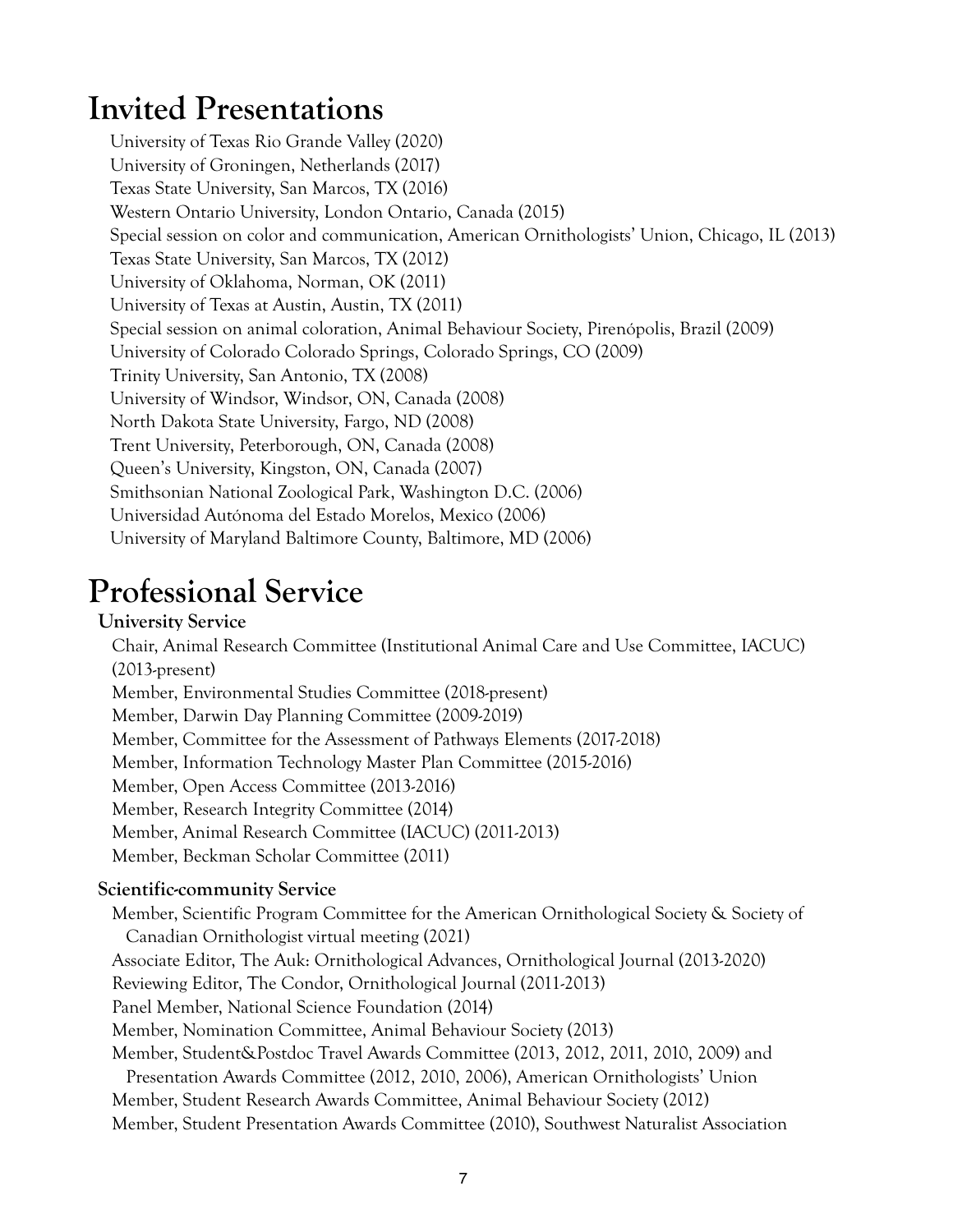# Invited Presentations

University of Texas Rio Grande Valley (2020)
University of Groningen, Netherlands (2017)
Texas State University, San Marcos, TX (2016)
Western Ontario University, London Ontario, Canada (2015)
Special session on color and communication, American Ornithologists' Union, Chicago, IL (2013)
Texas State University, San Marcos, TX (2012)
University of Oklahoma, Norman, OK (2011)
University of Texas at Austin, Austin, TX (2011)
Special session on animal coloration, Animal Behaviour Society, Pirenópolis, Brazil (2009)
University of Colorado Colorado Springs, Colorado Springs, CO (2009)
Trinity University, San Antonio, TX (2008)
University of Windsor, Windsor, ON, Canada (2008)
North Dakota State University, Fargo, ND (2008)
Trent University, Peterborough, ON, Canada (2008)
Queen's University, Kingston, ON, Canada (2007)
Smithsonian National Zoological Park, Washington D.C. (2006)
Universidad Autónoma del Estado Morelos, Mexico (2006)
University of Maryland Baltimore County, Baltimore, MD (2006)

# Professional Service

### University Service

Chair, Animal Research Committee (Institutional Animal Care and Use Committee, IACUC) (2013-present)
Member, Environmental Studies Committee (2018-present)
Member, Darwin Day Planning Committee (2009-2019)
Member, Committee for the Assessment of Pathways Elements (2017-2018)
Member, Information Technology Master Plan Committee (2015-2016)
Member, Open Access Committee (2013-2016)
Member, Research Integrity Committee (2014)
Member, Animal Research Committee (IACUC) (2011-2013)
Member, Beckman Scholar Committee (2011)

### Scientific-community Service

Member, Scientific Program Committee for the American Ornithological Society & Society of Canadian Ornithologist virtual meeting (2021)
Associate Editor, The Auk: Ornithological Advances, Ornithological Journal (2013-2020)
Reviewing Editor, The Condor, Ornithological Journal (2011-2013)
Panel Member, National Science Foundation (2014)
Member, Nomination Committee, Animal Behaviour Society (2013)
Member, Student&Postdoc Travel Awards Committee (2013, 2012, 2011, 2010, 2009) and Presentation Awards Committee (2012, 2010, 2006), American Ornithologists' Union
Member, Student Research Awards Committee, Animal Behaviour Society (2012)
Member, Student Presentation Awards Committee (2010), Southwest Naturalist Association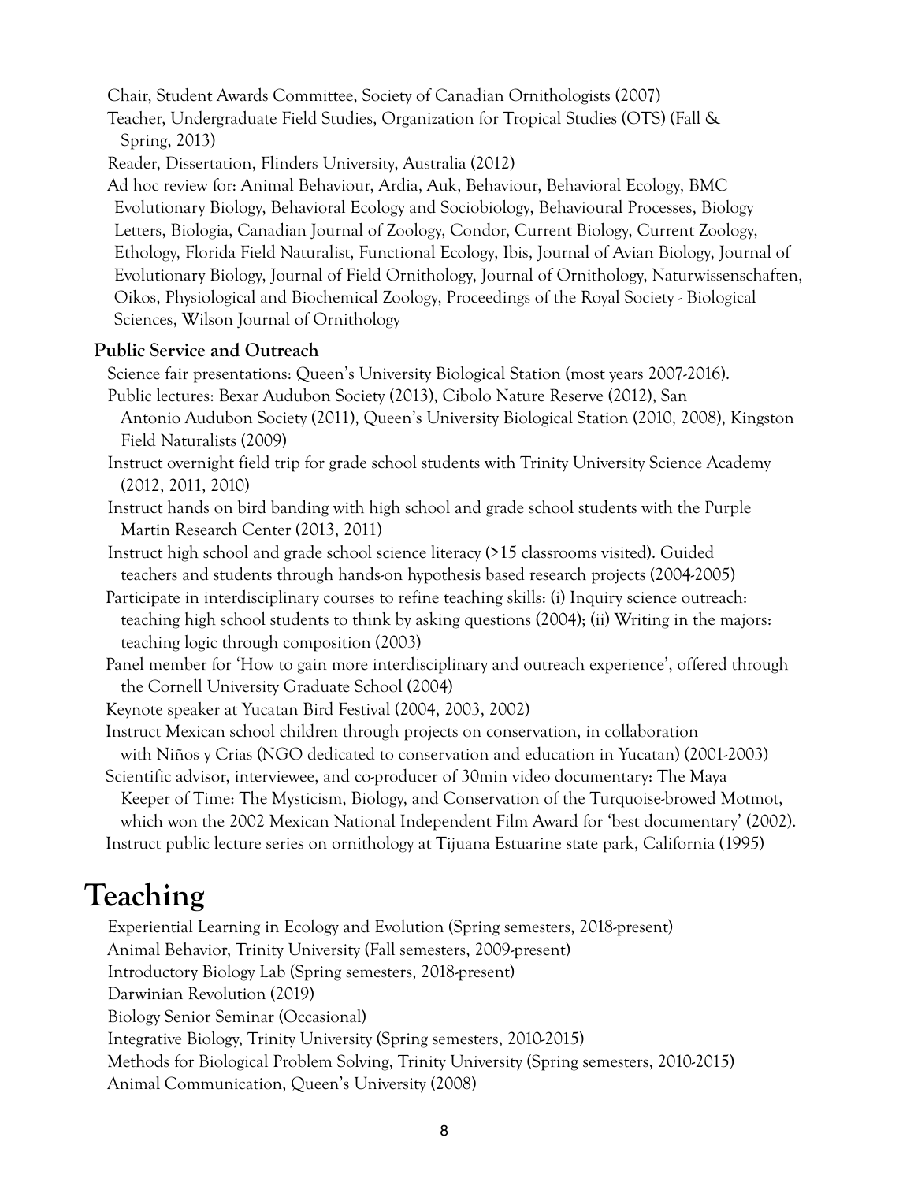Chair, Student Awards Committee, Society of Canadian Ornithologists (2007)

Teacher, Undergraduate Field Studies, Organization for Tropical Studies (OTS) (Fall & Spring, 2013)

Reader, Dissertation, Flinders University, Australia (2012)

Ad hoc review for: Animal Behaviour, Ardia, Auk, Behaviour, Behavioral Ecology, BMC Evolutionary Biology, Behavioral Ecology and Sociobiology, Behavioural Processes, Biology Letters, Biologia, Canadian Journal of Zoology, Condor, Current Biology, Current Zoology, Ethology, Florida Field Naturalist, Functional Ecology, Ibis, Journal of Avian Biology, Journal of Evolutionary Biology, Journal of Field Ornithology, Journal of Ornithology, Naturwissenschaften, Oikos, Physiological and Biochemical Zoology, Proceedings of the Royal Society - Biological Sciences, Wilson Journal of Ornithology

### Public Service and Outreach

Science fair presentations: Queen's University Biological Station (most years 2007-2016).

Public lectures: Bexar Audubon Society (2013), Cibolo Nature Reserve (2012), San Antonio Audubon Society (2011), Queen's University Biological Station (2010, 2008), Kingston Field Naturalists (2009)

Instruct overnight field trip for grade school students with Trinity University Science Academy (2012, 2011, 2010)

Instruct hands on bird banding with high school and grade school students with the Purple Martin Research Center (2013, 2011)

Instruct high school and grade school science literacy (>15 classrooms visited). Guided teachers and students through hands-on hypothesis based research projects (2004-2005)

Participate in interdisciplinary courses to refine teaching skills: (i) Inquiry science outreach: teaching high school students to think by asking questions (2004); (ii) Writing in the majors: teaching logic through composition (2003)

Panel member for 'How to gain more interdisciplinary and outreach experience', offered through the Cornell University Graduate School (2004)

Keynote speaker at Yucatan Bird Festival (2004, 2003, 2002)

Instruct Mexican school children through projects on conservation, in collaboration with Niños y Crias (NGO dedicated to conservation and education in Yucatan) (2001-2003)

Scientific advisor, interviewee, and co-producer of 30min video documentary: The Maya Keeper of Time: The Mysticism, Biology, and Conservation of the Turquoise-browed Motmot, which won the 2002 Mexican National Independent Film Award for 'best documentary' (2002).

Instruct public lecture series on ornithology at Tijuana Estuarine state park, California (1995)

# Teaching

Experiential Learning in Ecology and Evolution (Spring semesters, 2018-present)

Animal Behavior, Trinity University (Fall semesters, 2009-present)

Introductory Biology Lab (Spring semesters, 2018-present)

Darwinian Revolution (2019)

Biology Senior Seminar (Occasional)

Integrative Biology, Trinity University (Spring semesters, 2010-2015)

Methods for Biological Problem Solving, Trinity University (Spring semesters, 2010-2015)

Animal Communication, Queen's University (2008)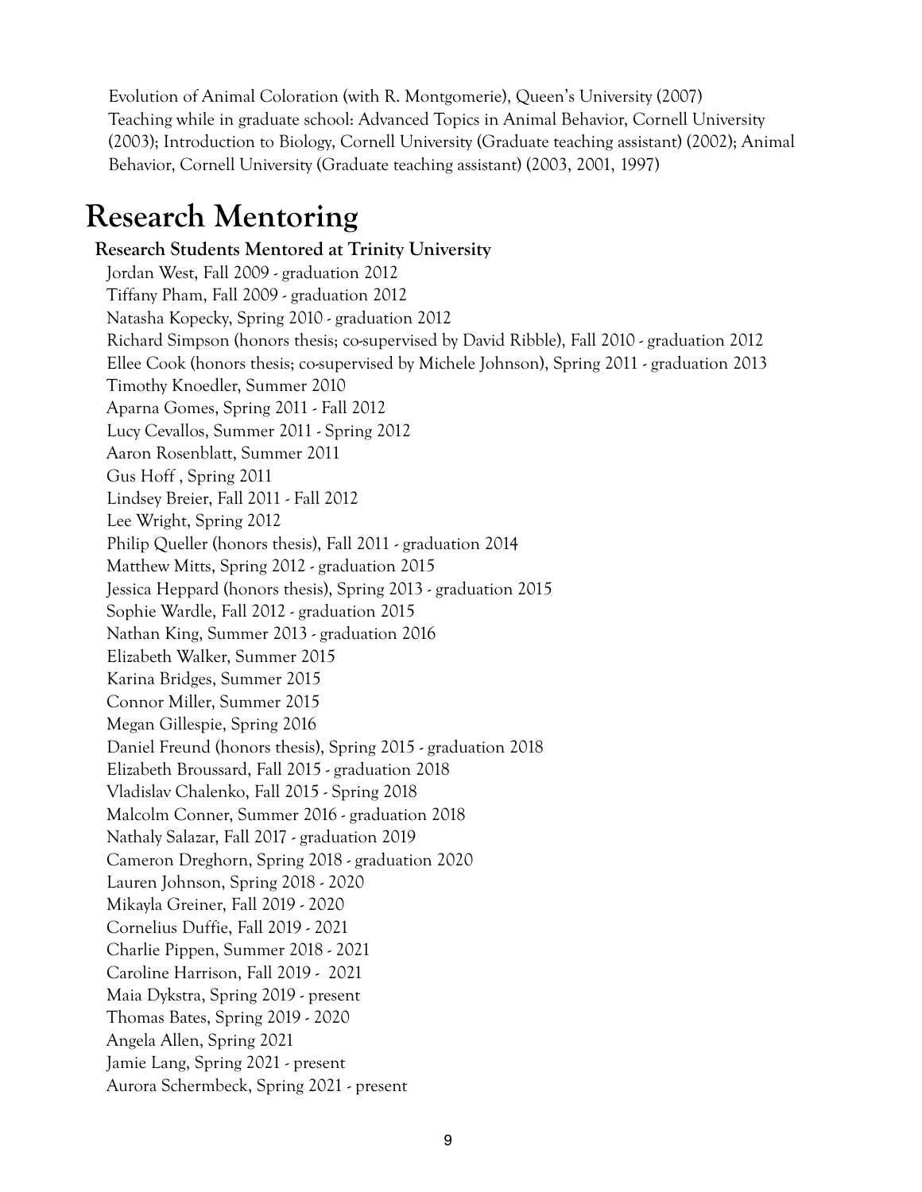Evolution of Animal Coloration (with R. Montgomerie), Queen's University (2007)

Teaching while in graduate school: Advanced Topics in Animal Behavior, Cornell University (2003); Introduction to Biology, Cornell University (Graduate teaching assistant) (2002); Animal Behavior, Cornell University (Graduate teaching assistant) (2003, 2001, 1997)

# Research Mentoring

### Research Students Mentored at Trinity University

Jordan West, Fall 2009 - graduation 2012
Tiffany Pham, Fall 2009 - graduation 2012
Natasha Kopecky, Spring 2010 - graduation 2012
Richard Simpson (honors thesis; co-supervised by David Ribble), Fall 2010 - graduation 2012
Ellee Cook (honors thesis; co-supervised by Michele Johnson), Spring 2011 - graduation 2013
Timothy Knoedler, Summer 2010
Aparna Gomes, Spring 2011 - Fall 2012
Lucy Cevallos, Summer 2011 - Spring 2012
Aaron Rosenblatt, Summer 2011
Gus Hoff , Spring 2011
Lindsey Breier, Fall 2011 - Fall 2012
Lee Wright, Spring 2012
Philip Queller (honors thesis), Fall 2011 - graduation 2014
Matthew Mitts, Spring 2012 - graduation 2015
Jessica Heppard (honors thesis), Spring 2013 - graduation 2015
Sophie Wardle, Fall 2012 - graduation 2015
Nathan King, Summer 2013 - graduation 2016
Elizabeth Walker, Summer 2015
Karina Bridges, Summer 2015
Connor Miller, Summer 2015
Megan Gillespie, Spring 2016
Daniel Freund (honors thesis), Spring 2015 - graduation 2018
Elizabeth Broussard, Fall 2015 - graduation 2018
Vladislav Chalenko, Fall 2015 - Spring 2018
Malcolm Conner, Summer 2016 - graduation 2018
Nathaly Salazar, Fall 2017 - graduation 2019
Cameron Dreghorn, Spring 2018 - graduation 2020
Lauren Johnson, Spring 2018 - 2020
Mikayla Greiner, Fall 2019 - 2020
Cornelius Duffie, Fall 2019 - 2021
Charlie Pippen, Summer 2018 - 2021
Caroline Harrison, Fall 2019 - 2021
Maia Dykstra, Spring 2019 - present
Thomas Bates, Spring 2019 - 2020
Angela Allen, Spring 2021
Jamie Lang, Spring 2021 - present
Aurora Schermbeck, Spring 2021 - present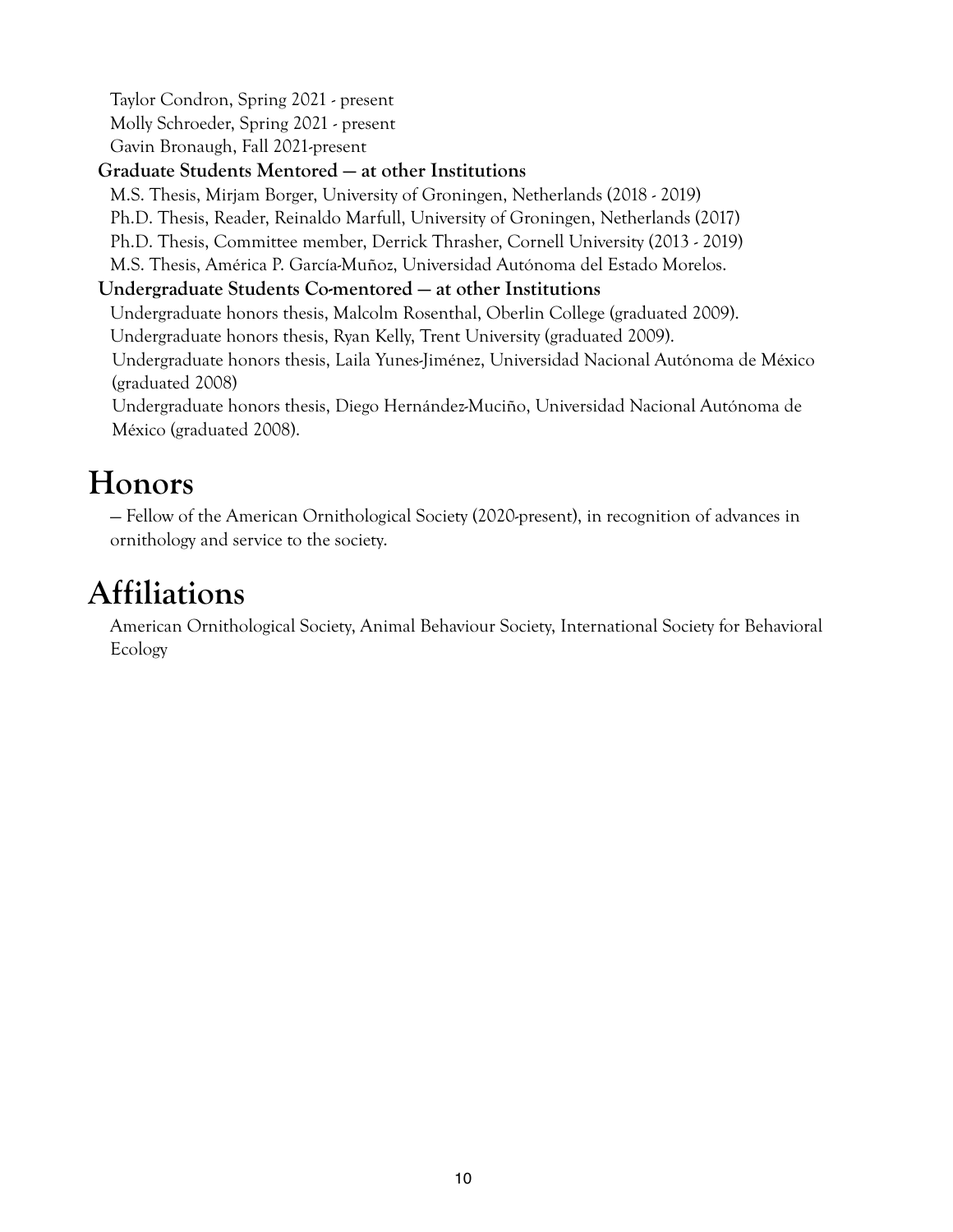Taylor Condron, Spring 2021 - present
Molly Schroeder, Spring 2021 - present
Gavin Bronaugh, Fall 2021-present

**Graduate Students Mentored — at other Institutions**

M.S. Thesis, Mirjam Borger, University of Groningen, Netherlands (2018 - 2019)
Ph.D. Thesis, Reader, Reinaldo Marfull, University of Groningen, Netherlands (2017)
Ph.D. Thesis, Committee member, Derrick Thrasher, Cornell University (2013 - 2019)
M.S. Thesis, América P. García-Muñoz, Universidad Autónoma del Estado Morelos.

**Undergraduate Students Co-mentored — at other Institutions**

Undergraduate honors thesis, Malcolm Rosenthal, Oberlin College (graduated 2009).
Undergraduate honors thesis, Ryan Kelly, Trent University (graduated 2009).
Undergraduate honors thesis, Laila Yunes-Jiménez, Universidad Nacional Autónoma de México (graduated 2008)
Undergraduate honors thesis, Diego Hernández-Muciño, Universidad Nacional Autónoma de México (graduated 2008).

# Honors

— Fellow of the American Ornithological Society (2020-present), in recognition of advances in ornithology and service to the society.

# Affiliations

American Ornithological Society, Animal Behaviour Society, International Society for Behavioral Ecology